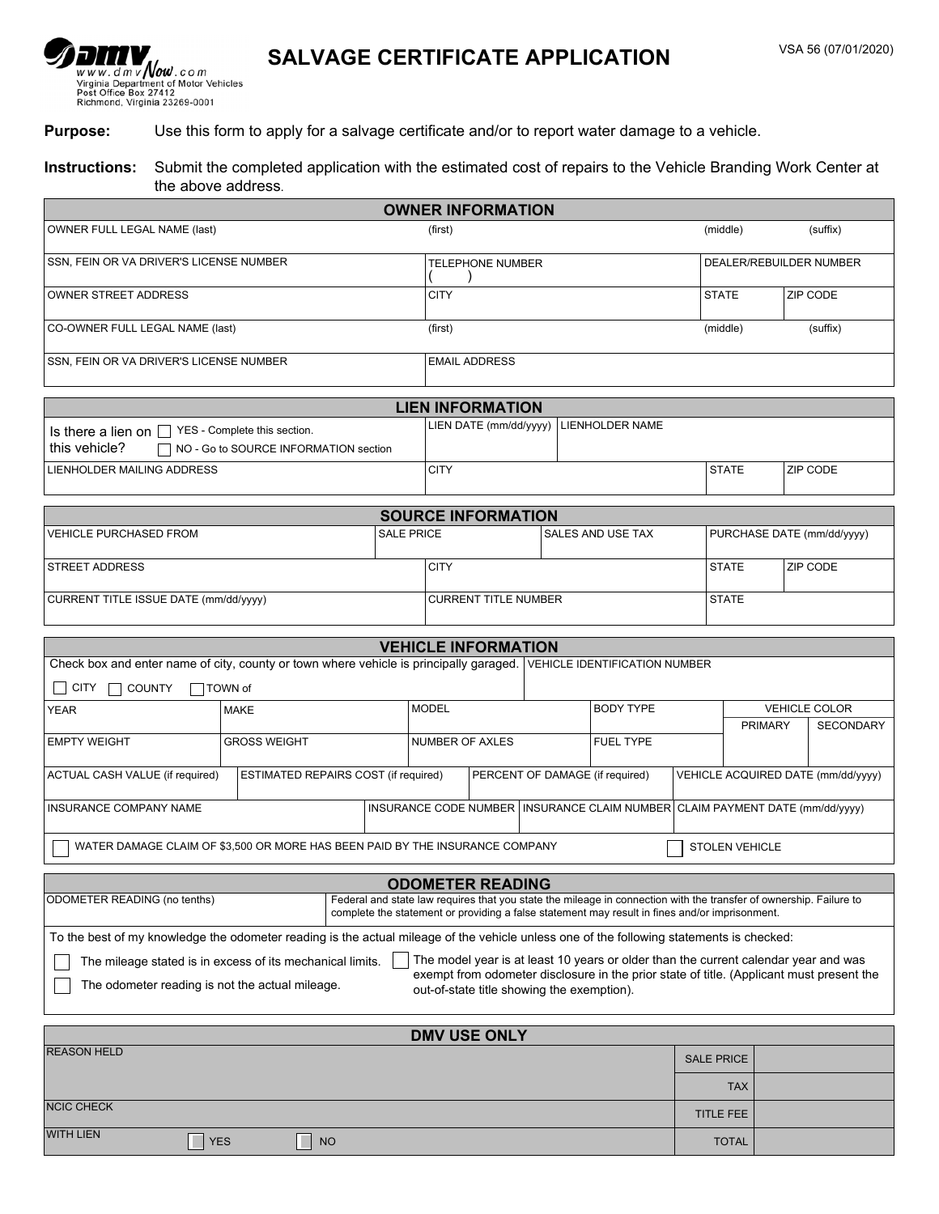www.dmvNow.com
Virginia Department of Motor Vehicles
Post Office Box 27412
Richmond, Virginia 23269-0001

# SALVAGE CERTIFICATE APPLICATION

VSA 56 (07/01/2020)

**Purpose:** Use this form to apply for a salvage certificate and/or to report water damage to a vehicle.

**Instructions:** Submit the completed application with the estimated cost of repairs to the Vehicle Branding Work Center at the above address.

## OWNER INFORMATION

| OWNER FULL LEGAL NAME (last) | (first) | (middle) | (suffix) |
|---|---|---|---|
| SSN, FEIN OR VA DRIVER'S LICENSE NUMBER | TELEPHONE NUMBER ( ) | DEALER/REBUILDER NUMBER | |
| OWNER STREET ADDRESS | CITY | STATE | ZIP CODE |
| CO-OWNER FULL LEGAL NAME (last) | (first) | (middle) | (suffix) |
| SSN, FEIN OR VA DRIVER'S LICENSE NUMBER | EMAIL ADDRESS | | |

## LIEN INFORMATION

| Is there a lien on this vehicle? ☐ YES - Complete this section. ☐ NO - Go to SOURCE INFORMATION section | LIEN DATE (mm/dd/yyyy) | LIENHOLDER NAME | |
|---|---|---|---|
| LIENHOLDER MAILING ADDRESS | CITY | STATE | ZIP CODE |

## SOURCE INFORMATION

| VEHICLE PURCHASED FROM | SALE PRICE | SALES AND USE TAX | PURCHASE DATE (mm/dd/yyyy) |
|---|---|---|---|
| STREET ADDRESS | CITY | STATE | ZIP CODE |
| CURRENT TITLE ISSUE DATE (mm/dd/yyyy) | CURRENT TITLE NUMBER | STATE | |

## VEHICLE INFORMATION

| Check box and enter name of city, county or town where vehicle is principally garaged. ☐ CITY ☐ COUNTY ☐ TOWN of | | VEHICLE IDENTIFICATION NUMBER | | |
|---|---|---|---|---|
| YEAR | MAKE | MODEL | BODY TYPE | VEHICLE COLOR: PRIMARY / SECONDARY |
| EMPTY WEIGHT | GROSS WEIGHT | NUMBER OF AXLES | FUEL TYPE | |
| ACTUAL CASH VALUE (if required) | ESTIMATED REPAIRS COST (if required) | PERCENT OF DAMAGE (if required) | VEHICLE ACQUIRED DATE (mm/dd/yyyy) | |
| INSURANCE COMPANY NAME | INSURANCE CODE NUMBER | INSURANCE CLAIM NUMBER | CLAIM PAYMENT DATE (mm/dd/yyyy) | |

☐ WATER DAMAGE CLAIM OF $3,500 OR MORE HAS BEEN PAID BY THE INSURANCE COMPANY ☐ STOLEN VEHICLE

## ODOMETER READING

| ODOMETER READING (no tenths) | Federal and state law requires that you state the mileage in connection with the transfer of ownership. Failure to complete the statement or providing a false statement may result in fines and/or imprisonment. |
|---|---|

To the best of my knowledge the odometer reading is the actual mileage of the vehicle unless one of the following statements is checked:

- ☐ The mileage stated is in excess of its mechanical limits.
- ☐ The odometer reading is not the actual mileage.
- ☐ The model year is at least 10 years or older than the current calendar year and was exempt from odometer disclosure in the prior state of title. (Applicant must present the out-of-state title showing the exemption).

## DMV USE ONLY

| REASON HELD | SALE PRICE | |
|---|---|---|
| | TAX | |
| NCIC CHECK | TITLE FEE | |
| WITH LIEN ☐ YES ☐ NO | TOTAL | |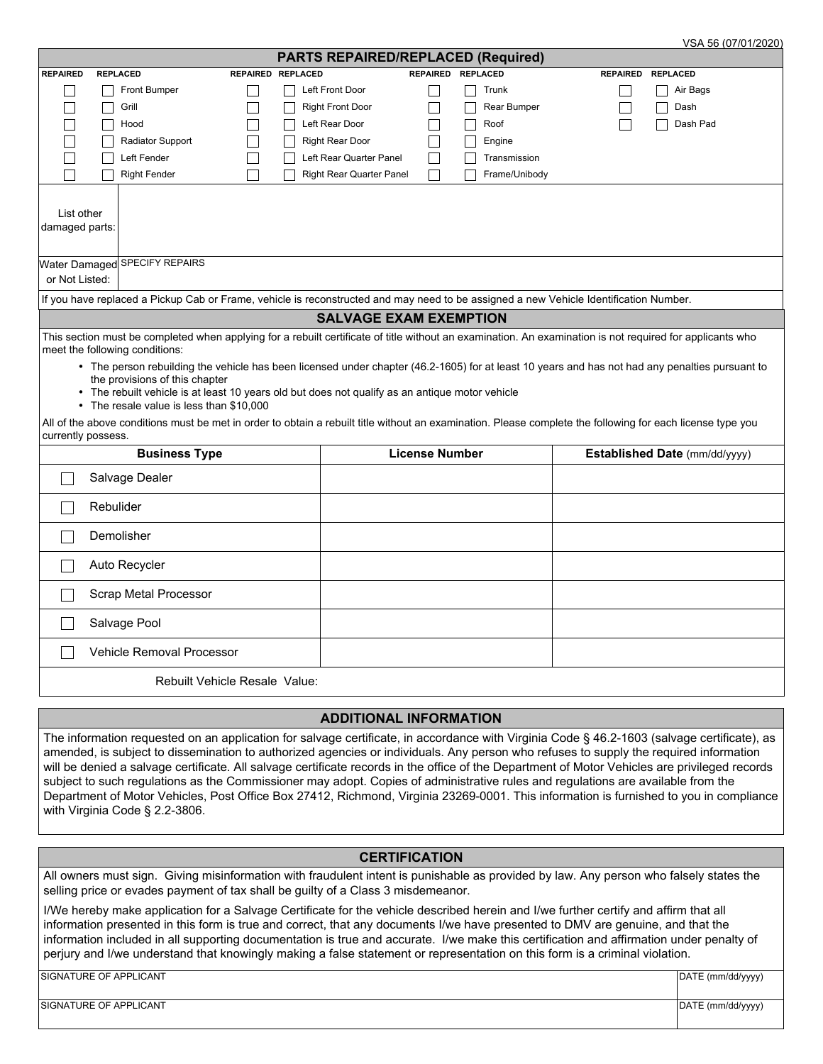VSA 56 (07/01/2020)

## PARTS REPAIRED/REPLACED (Required)

| REPAIRED | REPLACED | | REPAIRED | REPLACED | | REPAIRED | REPLACED | | REPAIRED | REPLACED | |
|---|---|---|---|---|---|---|---|---|---|---|---|
| ☐ | ☐ | Front Bumper | ☐ | ☐ | Left Front Door | ☐ | ☐ | Trunk | ☐ | ☐ | Air Bags |
| ☐ | ☐ | Grill | ☐ | ☐ | Right Front Door | ☐ | ☐ | Rear Bumper | ☐ | ☐ | Dash |
| ☐ | ☐ | Hood | ☐ | ☐ | Left Rear Door | ☐ | ☐ | Roof | ☐ | ☐ | Dash Pad |
| ☐ | ☐ | Radiator Support | ☐ | ☐ | Right Rear Door | ☐ | ☐ | Engine | | | |
| ☐ | ☐ | Left Fender | ☐ | ☐ | Left Rear Quarter Panel | ☐ | ☐ | Transmission | | | |
| ☐ | ☐ | Right Fender | ☐ | ☐ | Right Rear Quarter Panel | ☐ | ☐ | Frame/Unibody | | | |

List other damaged parts:

Water Damaged or Not Listed: SPECIFY REPAIRS

If you have replaced a Pickup Cab or Frame, vehicle is reconstructed and may need to be assigned a new Vehicle Identification Number.

## SALVAGE EXAM EXEMPTION

This section must be completed when applying for a rebuilt certificate of title without an examination. An examination is not required for applicants who meet the following conditions:

- The person rebuilding the vehicle has been licensed under chapter (46.2-1605) for at least 10 years and has not had any penalties pursuant to the provisions of this chapter
- The rebuilt vehicle is at least 10 years old but does not qualify as an antique motor vehicle
- The resale value is less than $10,000

All of the above conditions must be met in order to obtain a rebuilt title without an examination. Please complete the following for each license type you currently possess.

| Business Type | License Number | Established Date (mm/dd/yyyy) |
|---|---|---|
| ☐ Salvage Dealer | | |
| ☐ Rebulider | | |
| ☐ Demolisher | | |
| ☐ Auto Recycler | | |
| ☐ Scrap Metal Processor | | |
| ☐ Salvage Pool | | |
| ☐ Vehicle Removal Processor | | |
| Rebuilt Vehicle Resale Value: | | |

## ADDITIONAL INFORMATION

The information requested on an application for salvage certificate, in accordance with Virginia Code § 46.2-1603 (salvage certificate), as amended, is subject to dissemination to authorized agencies or individuals. Any person who refuses to supply the required information will be denied a salvage certificate. All salvage certificate records in the office of the Department of Motor Vehicles are privileged records subject to such regulations as the Commissioner may adopt. Copies of administrative rules and regulations are available from the Department of Motor Vehicles, Post Office Box 27412, Richmond, Virginia 23269-0001. This information is furnished to you in compliance with Virginia Code § 2.2-3806.

## CERTIFICATION

All owners must sign. Giving misinformation with fraudulent intent is punishable as provided by law. Any person who falsely states the selling price or evades payment of tax shall be guilty of a Class 3 misdemeanor.

I/We hereby make application for a Salvage Certificate for the vehicle described herein and I/we further certify and affirm that all information presented in this form is true and correct, that any documents I/we have presented to DMV are genuine, and that the information included in all supporting documentation is true and accurate. I/we make this certification and affirmation under penalty of perjury and I/we understand that knowingly making a false statement or representation on this form is a criminal violation.

| SIGNATURE OF APPLICANT | DATE (mm/dd/yyyy) |
|---|---|
| SIGNATURE OF APPLICANT | DATE (mm/dd/yyyy) |